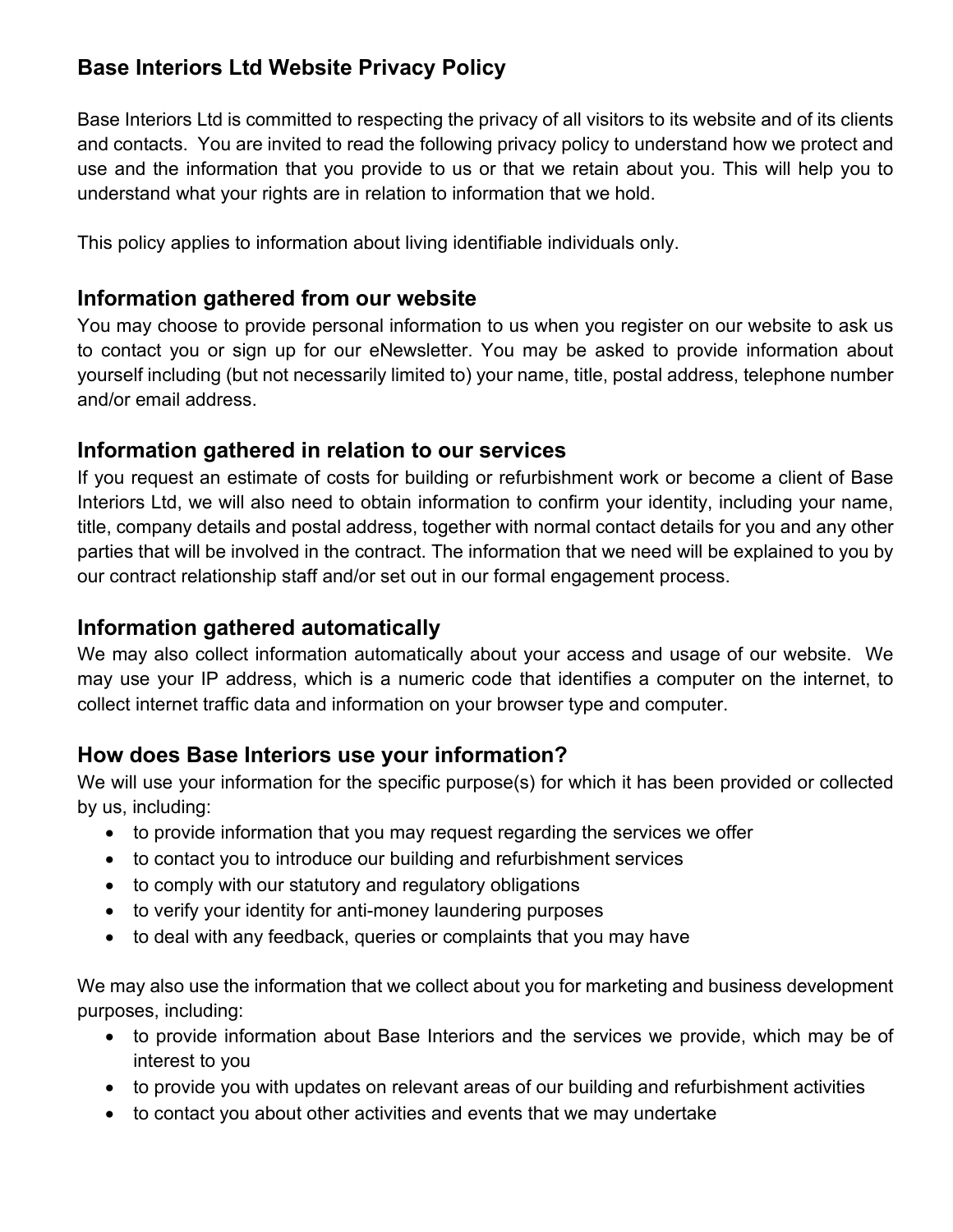# Base Interiors Ltd Website Privacy Policy

Base Interiors Ltd is committed to respecting the privacy of all visitors to its website and of its clients and contacts. You are invited to read the following privacy policy to understand how we protect and use and the information that you provide to us or that we retain about you. This will help you to understand what your rights are in relation to information that we hold.

This policy applies to information about living identifiable individuals only.

## Information gathered from our website

You may choose to provide personal information to us when you register on our website to ask us to contact you or sign up for our eNewsletter. You may be asked to provide information about yourself including (but not necessarily limited to) your name, title, postal address, telephone number and/or email address.

## Information gathered in relation to our services

If you request an estimate of costs for building or refurbishment work or become a client of Base Interiors Ltd, we will also need to obtain information to confirm your identity, including your name, title, company details and postal address, together with normal contact details for you and any other parties that will be involved in the contract. The information that we need will be explained to you by our contract relationship staff and/or set out in our formal engagement process.

## Information gathered automatically

We may also collect information automatically about your access and usage of our website. We may use your IP address, which is a numeric code that identifies a computer on the internet, to collect internet traffic data and information on your browser type and computer.

## How does Base Interiors use your information?

We will use your information for the specific purpose(s) for which it has been provided or collected by us, including:

- to provide information that you may request regarding the services we offer
- to contact you to introduce our building and refurbishment services
- to comply with our statutory and regulatory obligations
- to verify your identity for anti-money laundering purposes
- to deal with any feedback, queries or complaints that you may have

We may also use the information that we collect about you for marketing and business development purposes, including:

- to provide information about Base Interiors and the services we provide, which may be of interest to you
- to provide you with updates on relevant areas of our building and refurbishment activities
- to contact you about other activities and events that we may undertake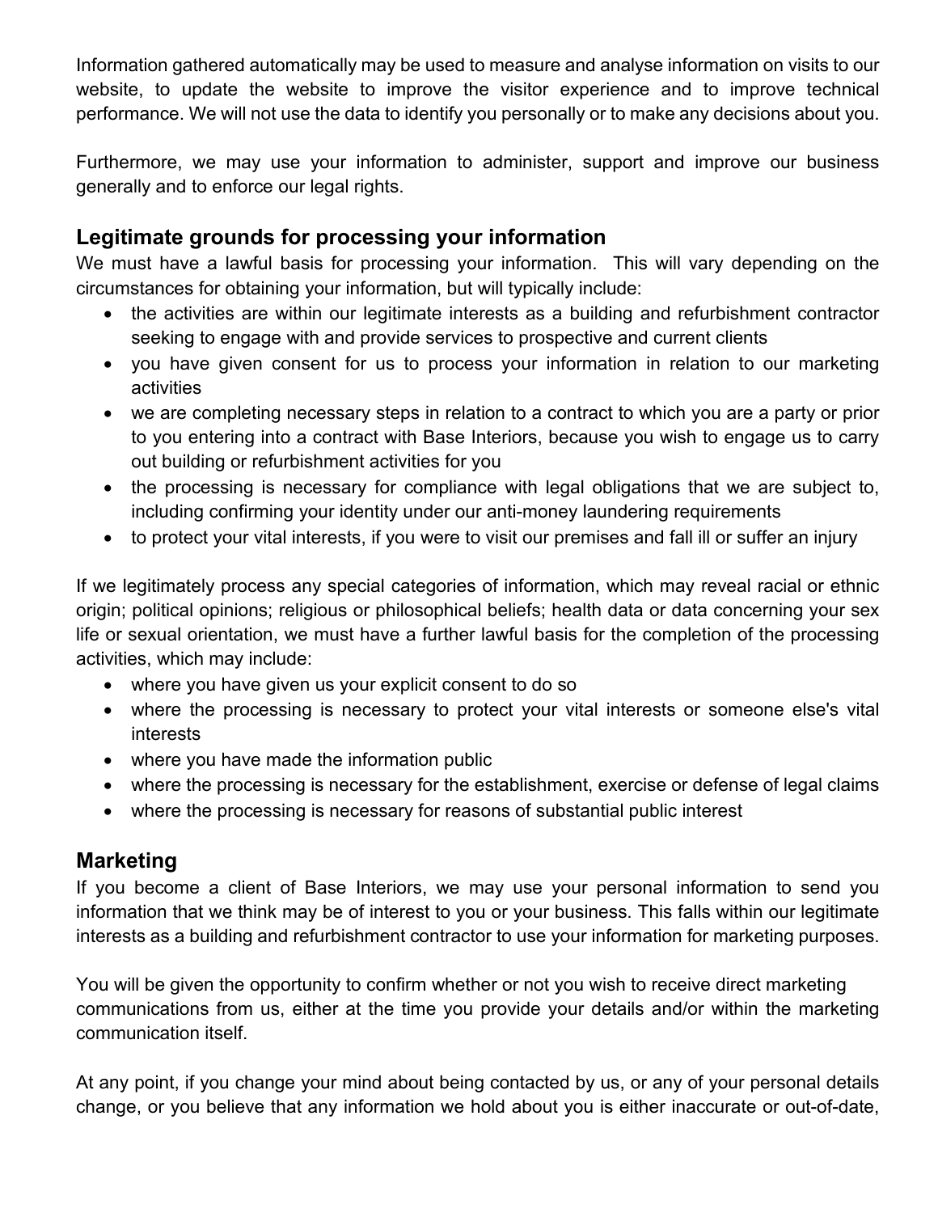Information gathered automatically may be used to measure and analyse information on visits to our website, to update the website to improve the visitor experience and to improve technical performance. We will not use the data to identify you personally or to make any decisions about you.

Furthermore, we may use your information to administer, support and improve our business generally and to enforce our legal rights.

## Legitimate grounds for processing your information

We must have a lawful basis for processing your information. This will vary depending on the circumstances for obtaining your information, but will typically include:

- the activities are within our legitimate interests as a building and refurbishment contractor seeking to engage with and provide services to prospective and current clients
- you have given consent for us to process your information in relation to our marketing activities
- we are completing necessary steps in relation to a contract to which you are a party or prior to you entering into a contract with Base Interiors, because you wish to engage us to carry out building or refurbishment activities for you
- the processing is necessary for compliance with legal obligations that we are subject to, including confirming your identity under our anti-money laundering requirements
- to protect your vital interests, if you were to visit our premises and fall ill or suffer an injury

If we legitimately process any special categories of information, which may reveal racial or ethnic origin; political opinions; religious or philosophical beliefs; health data or data concerning your sex life or sexual orientation, we must have a further lawful basis for the completion of the processing activities, which may include:

- where you have given us your explicit consent to do so
- where the processing is necessary to protect your vital interests or someone else's vital interests
- where you have made the information public
- where the processing is necessary for the establishment, exercise or defense of legal claims
- where the processing is necessary for reasons of substantial public interest

## Marketing

If you become a client of Base Interiors, we may use your personal information to send you information that we think may be of interest to you or your business. This falls within our legitimate interests as a building and refurbishment contractor to use your information for marketing purposes.

You will be given the opportunity to confirm whether or not you wish to receive direct marketing communications from us, either at the time you provide your details and/or within the marketing communication itself.

At any point, if you change your mind about being contacted by us, or any of your personal details change, or you believe that any information we hold about you is either inaccurate or out-of-date,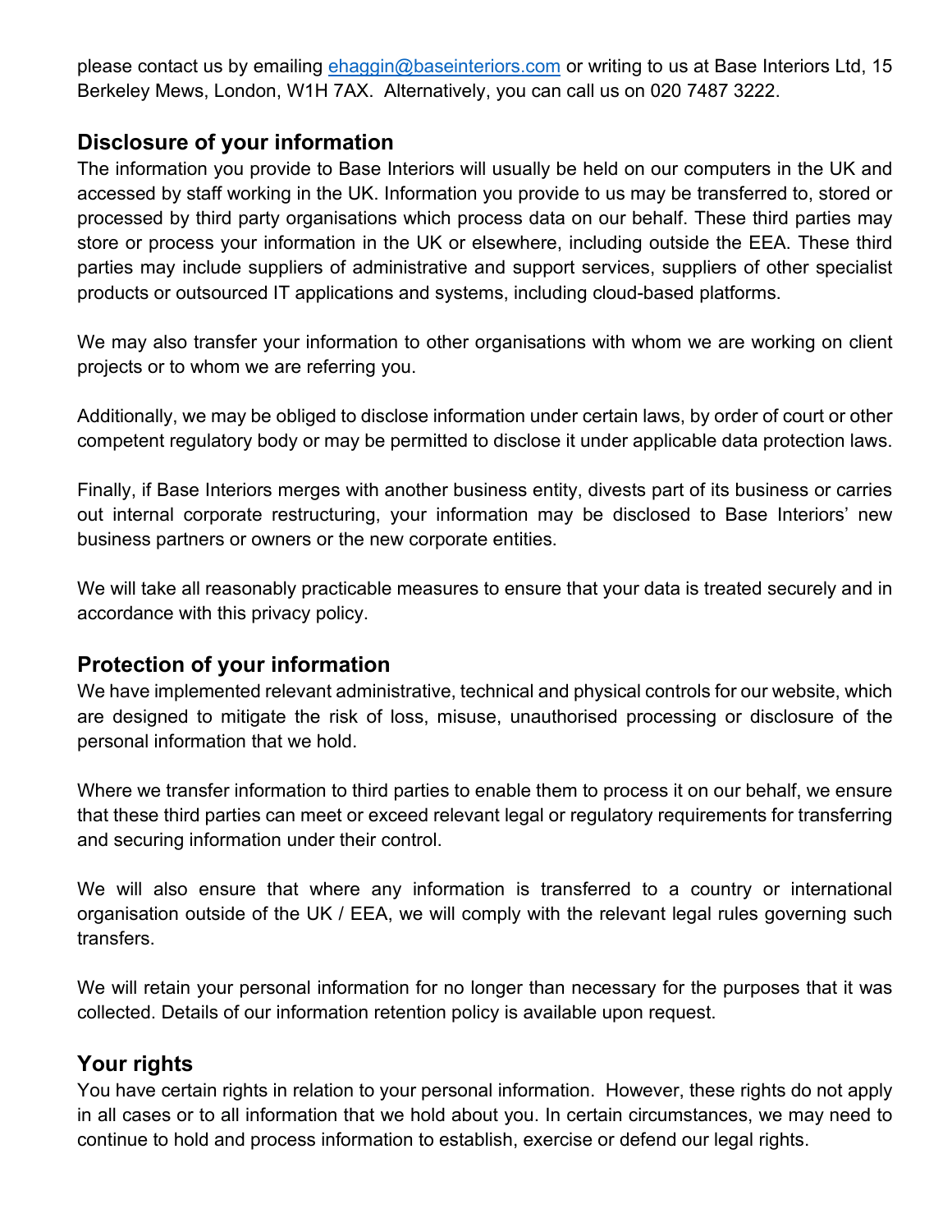please contact us by emailing [ehaggin@baseinteriors.com](mailto:ehaggin@baseinteriors.com) or writing to us at Base Interiors Ltd, 15 Berkeley Mews, London, W1H 7AX. Alternatively, you can call us on 020 7487 3222.

## Disclosure of your information

The information you provide to Base Interiors will usually be held on our computers in the UK and accessed by staff working in the UK. Information you provide to us may be transferred to, stored or processed by third party organisations which process data on our behalf. These third parties may store or process your information in the UK or elsewhere, including outside the EEA. These third parties may include suppliers of administrative and support services, suppliers of other specialist products or outsourced IT applications and systems, including cloud-based platforms.

We may also transfer your information to other organisations with whom we are working on client projects or to whom we are referring you.

Additionally, we may be obliged to disclose information under certain laws, by order of court or other competent regulatory body or may be permitted to disclose it under applicable data protection laws.

Finally, if Base Interiors merges with another business entity, divests part of its business or carries out internal corporate restructuring, your information may be disclosed to Base Interiors' new business partners or owners or the new corporate entities.

We will take all reasonably practicable measures to ensure that your data is treated securely and in accordance with this privacy policy.

## Protection of your information

We have implemented relevant administrative, technical and physical controls for our website, which are designed to mitigate the risk of loss, misuse, unauthorised processing or disclosure of the personal information that we hold.

Where we transfer information to third parties to enable them to process it on our behalf, we ensure that these third parties can meet or exceed relevant legal or regulatory requirements for transferring and securing information under their control.

We will also ensure that where any information is transferred to a country or international organisation outside of the UK / EEA, we will comply with the relevant legal rules governing such transfers.

We will retain your personal information for no longer than necessary for the purposes that it was collected. Details of our information retention policy is available upon request.

## Your rights

You have certain rights in relation to your personal information. However, these rights do not apply in all cases or to all information that we hold about you. In certain circumstances, we may need to continue to hold and process information to establish, exercise or defend our legal rights.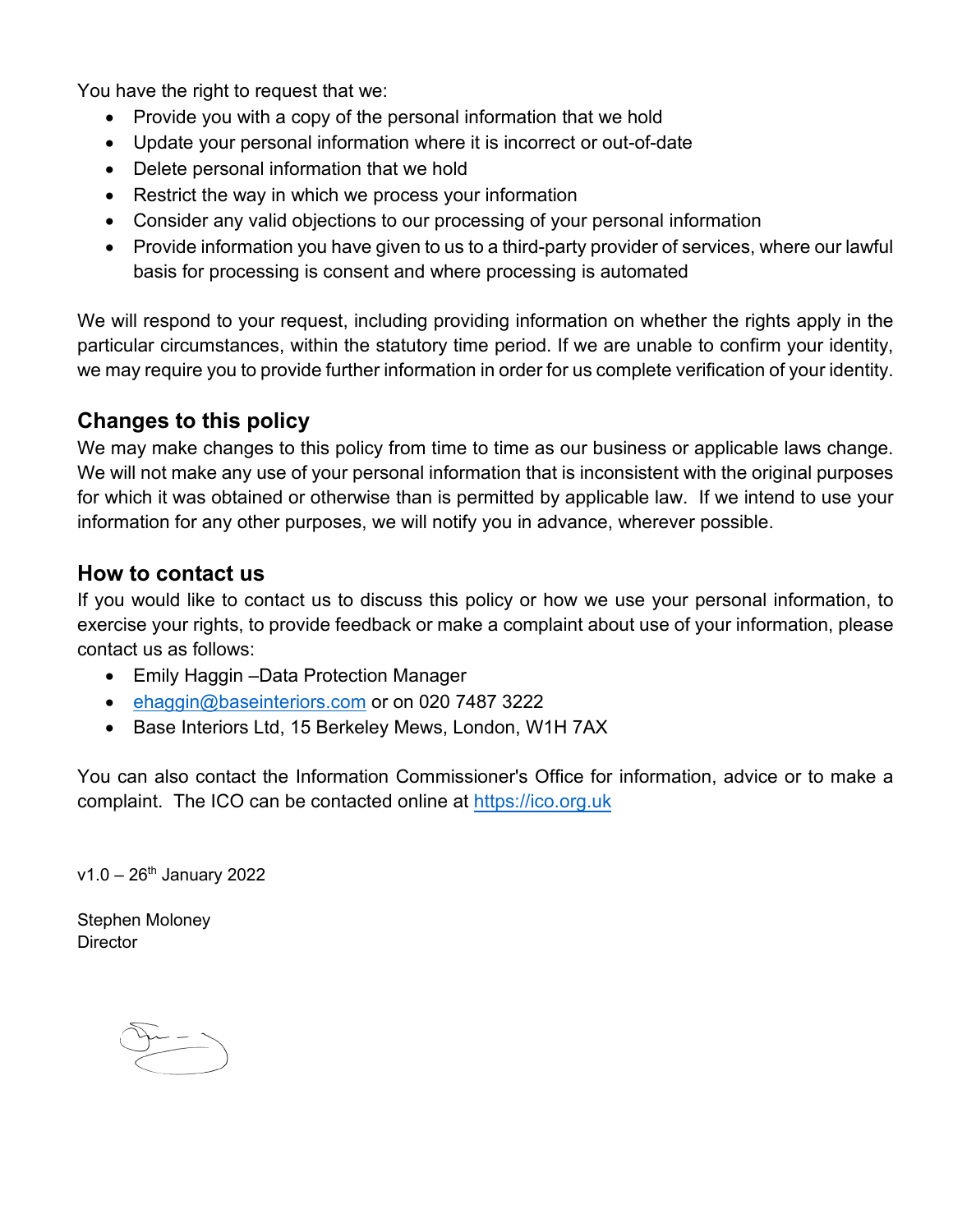You have the right to request that we:

- Provide you with a copy of the personal information that we hold
- Update your personal information where it is incorrect or out-of-date
- Delete personal information that we hold
- Restrict the way in which we process your information
- Consider any valid objections to our processing of your personal information
- Provide information you have given to us to a third-party provider of services, where our lawful basis for processing is consent and where processing is automated

We will respond to your request, including providing information on whether the rights apply in the particular circumstances, within the statutory time period. If we are unable to confirm your identity, we may require you to provide further information in order for us complete verification of your identity.

## Changes to this policy

We may make changes to this policy from time to time as our business or applicable laws change. We will not make any use of your personal information that is inconsistent with the original purposes for which it was obtained or otherwise than is permitted by applicable law. If we intend to use your information for any other purposes, we will notify you in advance, wherever possible.

## How to contact us

If you would like to contact us to discuss this policy or how we use your personal information, to exercise your rights, to provide feedback or make a complaint about use of your information, please contact us as follows:

- Emily Haggin –Data Protection Manager
- ehaggin@baseinteriors.com or on 020 7487 3222
- Base Interiors Ltd, 15 Berkeley Mews, London, W1H 7AX

You can also contact the Information Commissioner's Office for information, advice or to make a complaint. The ICO can be contacted online at https://ico.org.uk

v1.0 – 26th January 2022

Stephen Moloney
Director